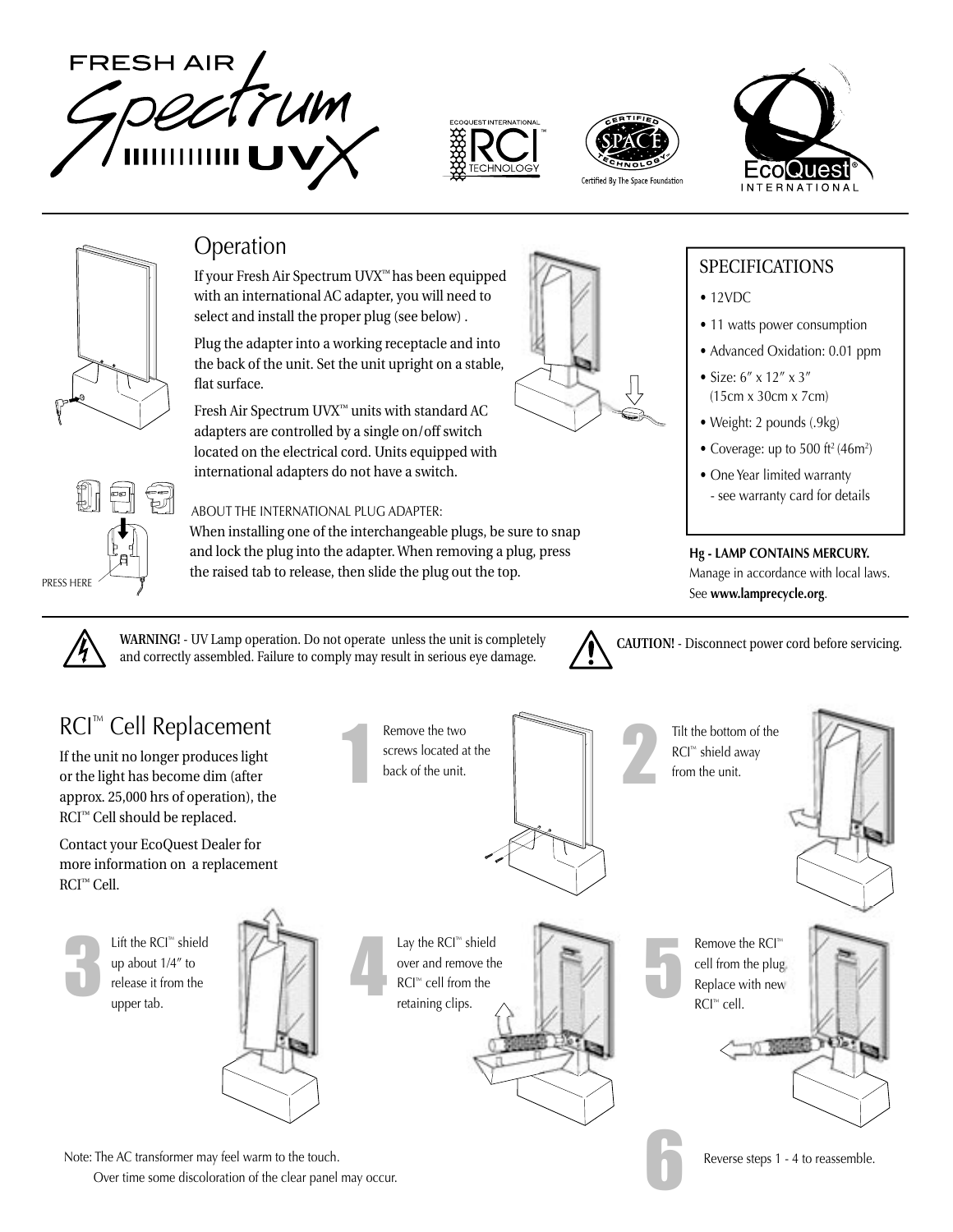# FRESH AIR Spectrum UVX

ECOQUEST INTERNATIONAL RCI™ TECHNOLOGY

CERTIFIED SPACE TECHNOLOGY™ — Certified By The Space Foundation

EcoQuest® INTERNATIONAL

## Operation

If your Fresh Air Spectrum UVX™ has been equipped with an international AC adapter, you will need to select and install the proper plug (see below) .

Plug the adapter into a working receptacle and into the back of the unit. Set the unit upright on a stable, flat surface.

Fresh Air Spectrum UVX™ units with standard AC adapters are controlled by a single on/off switch located on the electrical cord. Units equipped with international adapters do not have a switch.

ABOUT THE INTERNATIONAL PLUG ADAPTER:

When installing one of the interchangeable plugs, be sure to snap and lock the plug into the adapter. When removing a plug, press the raised tab to release, then slide the plug out the top.

PRESS HERE

### SPECIFICATIONS

- 12VDC
- 11 watts power consumption
- Advanced Oxidation: 0.01 ppm
- Size: 6″ x 12″ x 3″ (15cm x 30cm x 7cm)
- Weight: 2 pounds (.9kg)
- Coverage: up to 500 ft² (46m²)
- One Year limited warranty - see warranty card for details

**Hg - LAMP CONTAINS MERCURY.** Manage in accordance with local laws. See **www.lamprecycle.org**.

**WARNING!** - UV Lamp operation. Do not operate unless the unit is completely and correctly assembled. Failure to comply may result in serious eye damage.

**CAUTION!** - Disconnect power cord before servicing.

## RCI™ Cell Replacement

If the unit no longer produces light or the light has become dim (after approx. 25,000 hrs of operation), the RCI™ Cell should be replaced.

Contact your EcoQuest Dealer for more information on a replacement RCI™ Cell.

1. Remove the two screws located at the back of the unit.
2. Tilt the bottom of the RCI™ shield away from the unit.
3. Lift the RCI™ shield up about 1/4″ to release it from the upper tab.
4. Lay the RCI™ shield over and remove the RCI™ cell from the retaining clips.
5. Remove the RCI™ cell from the plug. Replace with new RCI™ cell.
6. Reverse steps 1 - 4 to reassemble.

Note: The AC transformer may feel warm to the touch.
Over time some discoloration of the clear panel may occur.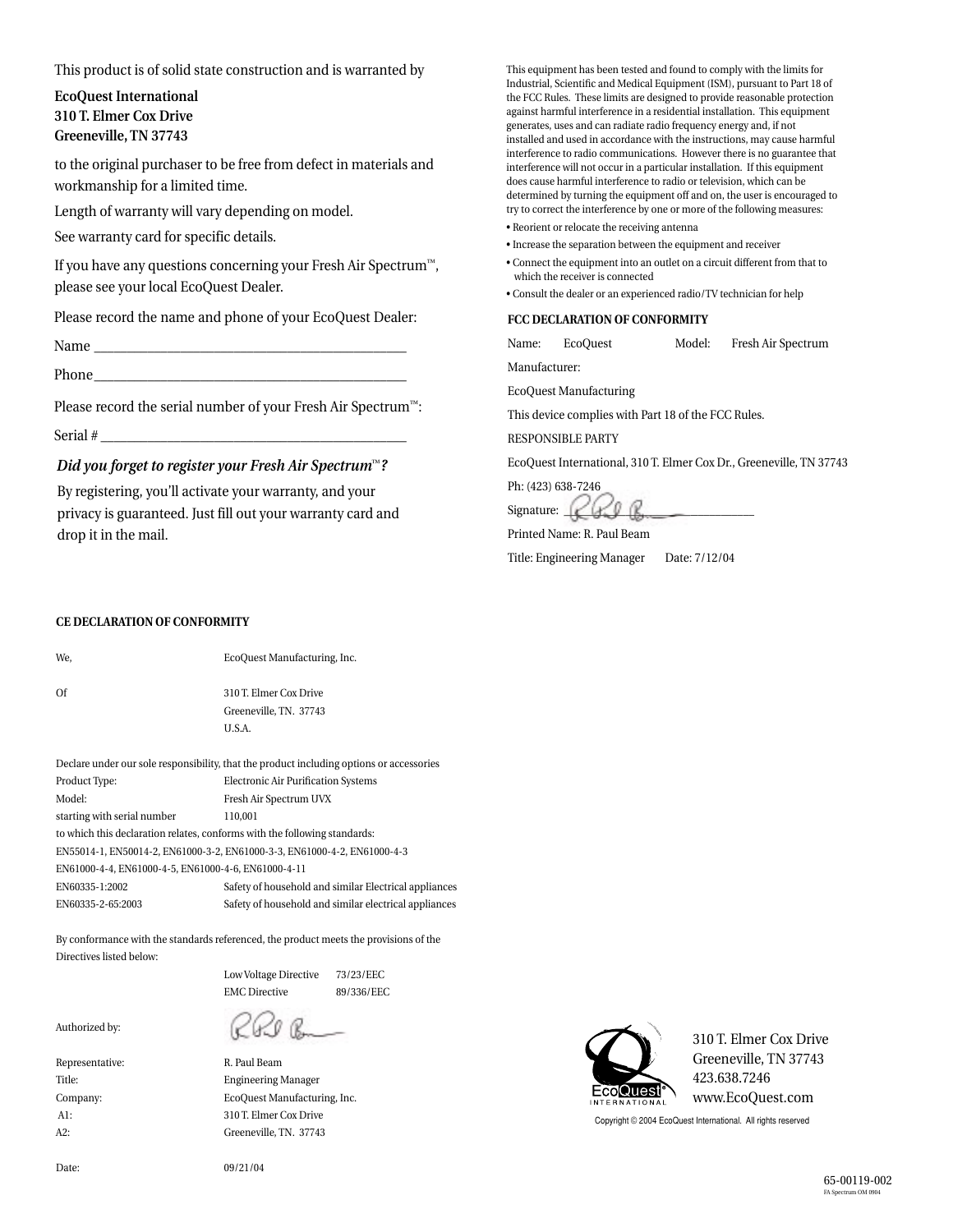This product is of solid state construction and is warranted by

**EcoQuest International**
**310 T. Elmer Cox Drive**
**Greeneville, TN 37743**

to the original purchaser to be free from defect in materials and workmanship for a limited time.

Length of warranty will vary depending on model.

See warranty card for specific details.

If you have any questions concerning your Fresh Air Spectrum™, please see your local EcoQuest Dealer.

Please record the name and phone of your EcoQuest Dealer:

Name ___________________________________________

Phone___________________________________________

Please record the serial number of your Fresh Air Spectrum™:

Serial # _________________________________________

***Did you forget to register your Fresh Air Spectrum™?***

By registering, you'll activate your warranty, and your privacy is guaranteed. Just fill out your warranty card and drop it in the mail.

This equipment has been tested and found to comply with the limits for Industrial, Scientific and Medical Equipment (ISM), pursuant to Part 18 of the FCC Rules. These limits are designed to provide reasonable protection against harmful interference in a residential installation. This equipment generates, uses and can radiate radio frequency energy and, if not installed and used in accordance with the instructions, may cause harmful interference to radio communications. However there is no guarantee that interference will not occur in a particular installation. If this equipment does cause harmful interference to radio or television, which can be determined by turning the equipment off and on, the user is encouraged to try to correct the interference by one or more of the following measures:

- Reorient or relocate the receiving antenna
- Increase the separation between the equipment and receiver
- Connect the equipment into an outlet on a circuit different from that to which the receiver is connected
- Consult the dealer or an experienced radio/TV technician for help

**FCC DECLARATION OF CONFORMITY**

Name: EcoQuest Model: Fresh Air Spectrum

Manufacturer:

EcoQuest Manufacturing

This device complies with Part 18 of the FCC Rules.

RESPONSIBLE PARTY

EcoQuest International, 310 T. Elmer Cox Dr., Greeneville, TN 37743

Ph: (423) 638-7246

Signature: ____________________________

Printed Name: R. Paul Beam

Title: Engineering Manager Date: 7/12/04

**CE DECLARATION OF CONFORMITY**

We, EcoQuest Manufacturing, Inc.

Of 310 T. Elmer Cox Drive
Greeneville, TN. 37743
U.S.A.

Declare under our sole responsibility, that the product including options or accessories

| | |
|---|---|
| Product Type: | Electronic Air Purification Systems |
| Model: | Fresh Air Spectrum UVX |
| starting with serial number | 110,001 |

to which this declaration relates, conforms with the following standards:

EN55014-1, EN50014-2, EN61000-3-2, EN61000-3-3, EN61000-4-2, EN61000-4-3

EN61000-4-4, EN61000-4-5, EN61000-4-6, EN61000-4-11

| | |
|---|---|
| EN60335-1:2002 | Safety of household and similar Electrical appliances |
| EN60335-2-65:2003 | Safety of household and similar electrical appliances |

By conformance with the standards referenced, the product meets the provisions of the Directives listed below:

| | |
|---|---|
| Low Voltage Directive | 73/23/EEC |
| EMC Directive | 89/336/EEC |

Authorized by:

| | |
|---|---|
| Representative: | R. Paul Beam |
| Title: | Engineering Manager |
| Company: | EcoQuest Manufacturing, Inc. |
| A1: | 310 T. Elmer Cox Drive |
| A2: | Greeneville, TN. 37743 |
| Date: | 09/21/04 |

EcoQuest® INTERNATIONAL

310 T. Elmer Cox Drive
Greeneville, TN 37743
423.638.7246
www.EcoQuest.com

Copyright © 2004 EcoQuest International. All rights reserved

65-00119-002
FA Spectrum OM 0904